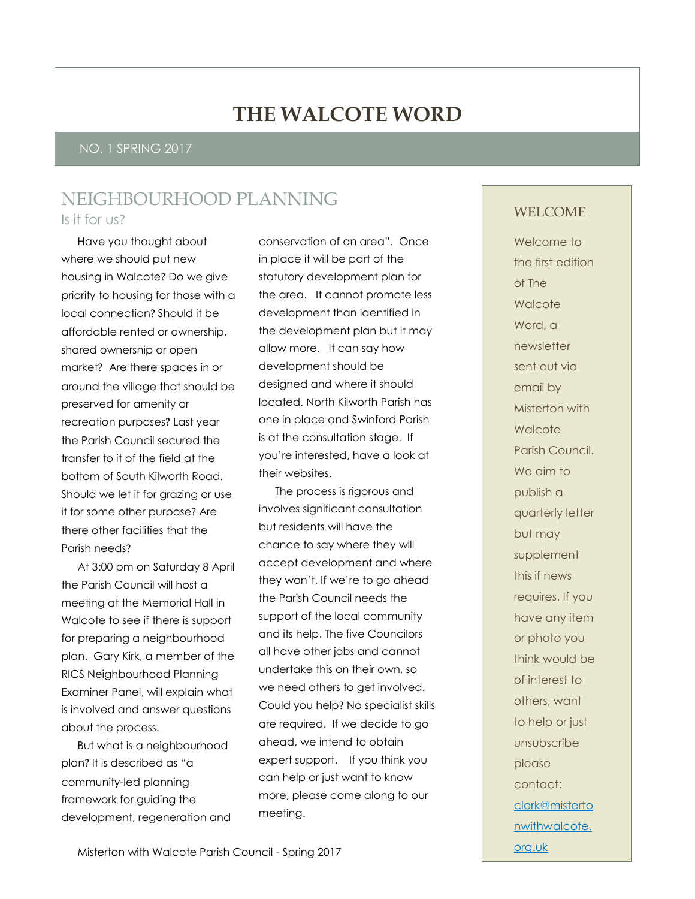# THE WALCOTE WORD

NO. 1 SPRING 2017

## NEIGHBOURHOOD PLANNING

### Is it for us?

Have you thought about where we should put new housing in Walcote? Do we give priority to housing for those with a local connection? Should it be affordable rented or ownership, shared ownership or open market? Are there spaces in or around the village that should be preserved for amenity or recreation purposes? Last year the Parish Council secured the transfer to it of the field at the bottom of South Kilworth Road. Should we let it for grazing or use it for some other purpose? Are there other facilities that the Parish needs?

At 3:00 pm on Saturday 8 April the Parish Council will host a meeting at the Memorial Hall in Walcote to see if there is support for preparing a neighbourhood plan. Gary Kirk, a member of the RICS Neighbourhood Planning Examiner Panel, will explain what is involved and answer questions about the process.

But what is a neighbourhood plan? It is described as "a community-led planning framework for guiding the development, regeneration and conservation of an area". Once in place it will be part of the statutory development plan for the area. It cannot promote less development than identified in the development plan but it may allow more. It can say how development should be designed and where it should located. North Kilworth Parish has one in place and Swinford Parish is at the consultation stage. If you're interested, have a look at their websites.

The process is rigorous and involves significant consultation but residents will have the chance to say where they will accept development and where they won't. If we're to go ahead the Parish Council needs the support of the local community and its help. The five Councilors all have other jobs and cannot undertake this on their own, so we need others to get involved. Could you help? No specialist skills are required. If we decide to go ahead, we intend to obtain expert support. If you think you can help or just want to know more, please come along to our meeting.

## WELCOME

Welcome to the first edition of The Walcote Word, a newsletter sent out via email by Misterton with Walcote Parish Council. We aim to publish a quarterly letter but may supplement this if news requires. If you have any item or photo you think would be of interest to others, want to help or just unsubscribe please contact: [clerk@mistertonwithwalcote.org.uk](mailto:clerk@mistertonwithwalcote.org.uk)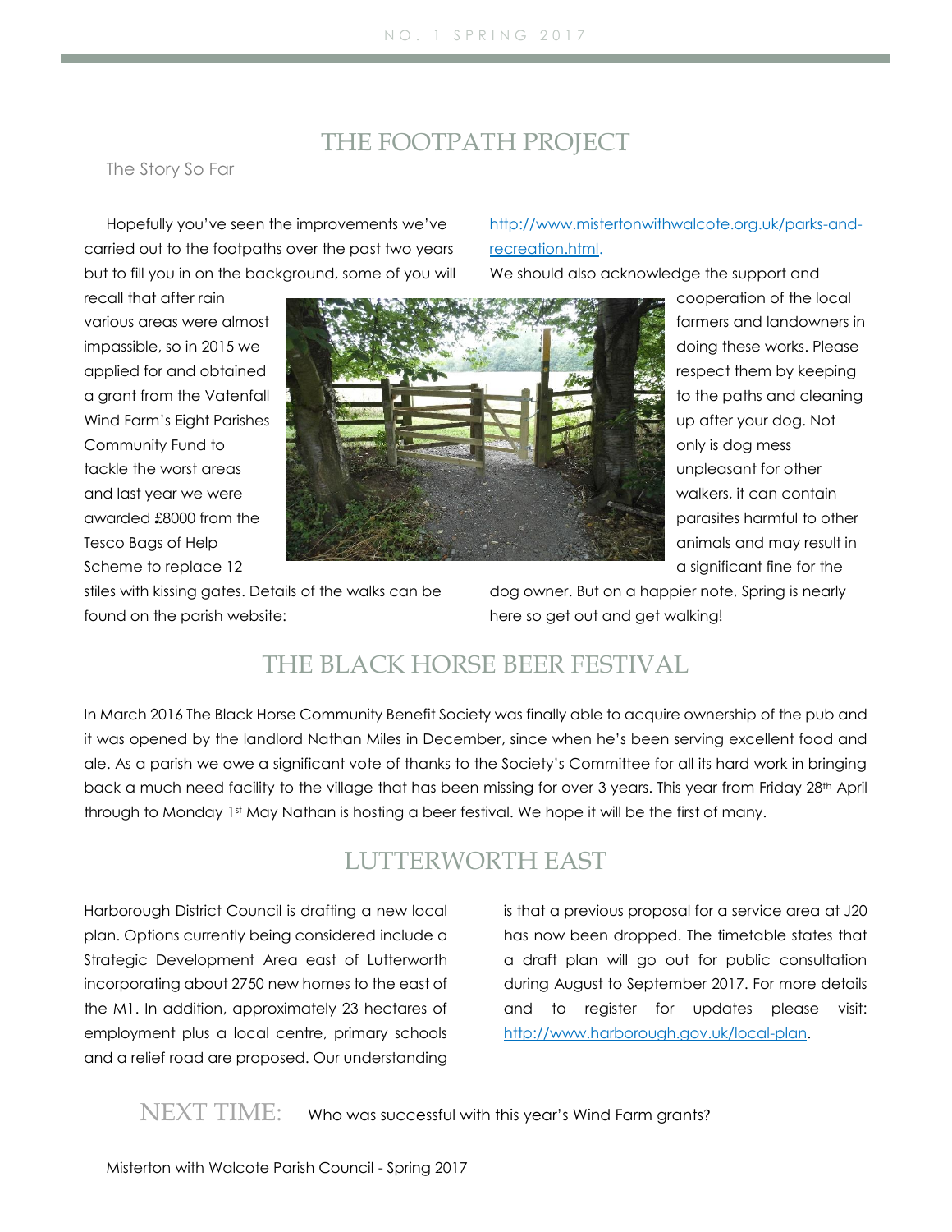# THE FOOTPATH PROJECT

The Story So Far

Hopefully you've seen the improvements we've carried out to the footpaths over the past two years but to fill you in on the background, some of you will recall that after rain various areas were almost impassible, so in 2015 we applied for and obtained a grant from the Vatenfall Wind Farm's Eight Parishes Community Fund to tackle the worst areas and last year we were awarded £8000 from the Tesco Bags of Help Scheme to replace 12 stiles with kissing gates. Details of the walks can be found on the parish website: http://www.mistertonwithwalcote.org.uk/parks-and-recreation.html.

We should also acknowledge the support and cooperation of the local farmers and landowners in doing these works. Please respect them by keeping to the paths and cleaning up after your dog. Not only is dog mess unpleasant for other walkers, it can contain parasites harmful to other animals and may result in a significant fine for the dog owner. But on a happier note, Spring is nearly here so get out and get walking!

# THE BLACK HORSE BEER FESTIVAL

In March 2016 The Black Horse Community Benefit Society was finally able to acquire ownership of the pub and it was opened by the landlord Nathan Miles in December, since when he's been serving excellent food and ale. As a parish we owe a significant vote of thanks to the Society's Committee for all its hard work in bringing back a much need facility to the village that has been missing for over 3 years. This year from Friday 28th April through to Monday 1st May Nathan is hosting a beer festival. We hope it will be the first of many.

# LUTTERWORTH EAST

Harborough District Council is drafting a new local plan. Options currently being considered include a Strategic Development Area east of Lutterworth incorporating about 2750 new homes to the east of the M1. In addition, approximately 23 hectares of employment plus a local centre, primary schools and a relief road are proposed. Our understanding is that a previous proposal for a service area at J20 has now been dropped. The timetable states that a draft plan will go out for public consultation during August to September 2017. For more details and to register for updates please visit: http://www.harborough.gov.uk/local-plan.

**NEXT TIME:** Who was successful with this year's Wind Farm grants?